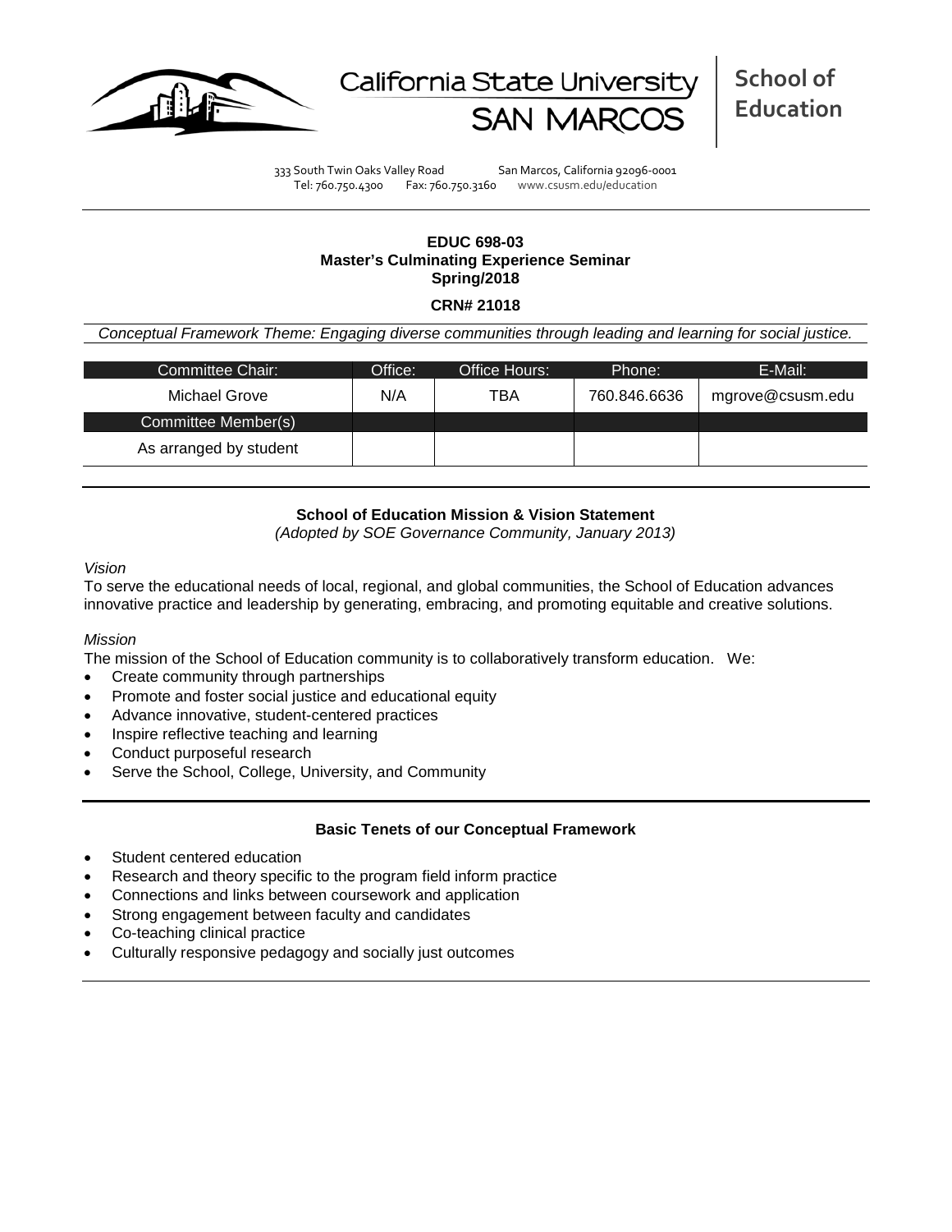California State University SAN MARCOS

**School of Education**

333 South Twin Oaks Valley Road San Marcos, California 92096-0001
Tel: 760.750.4300 Fax: 760.750.3160 www.csusm.edu/education

**EDUC 698-03**
**Master's Culminating Experience Seminar**
**Spring/2018**

**CRN# 21018**

*Conceptual Framework Theme: Engaging diverse communities through leading and learning for social justice.*

| Committee Chair: | Office: | Office Hours: | Phone: | E-Mail: |
|---|---|---|---|---|
| Michael Grove | N/A | TBA | 760.846.6636 | mgrove@csusm.edu |
| Committee Member(s) | | | | |
| As arranged by student | | | | |

**School of Education Mission & Vision Statement**
*(Adopted by SOE Governance Community, January 2013)*

*Vision*

To serve the educational needs of local, regional, and global communities, the School of Education advances innovative practice and leadership by generating, embracing, and promoting equitable and creative solutions.

*Mission*

The mission of the School of Education community is to collaboratively transform education. We:

- Create community through partnerships
- Promote and foster social justice and educational equity
- Advance innovative, student-centered practices
- Inspire reflective teaching and learning
- Conduct purposeful research
- Serve the School, College, University, and Community

**Basic Tenets of our Conceptual Framework**

- Student centered education
- Research and theory specific to the program field inform practice
- Connections and links between coursework and application
- Strong engagement between faculty and candidates
- Co-teaching clinical practice
- Culturally responsive pedagogy and socially just outcomes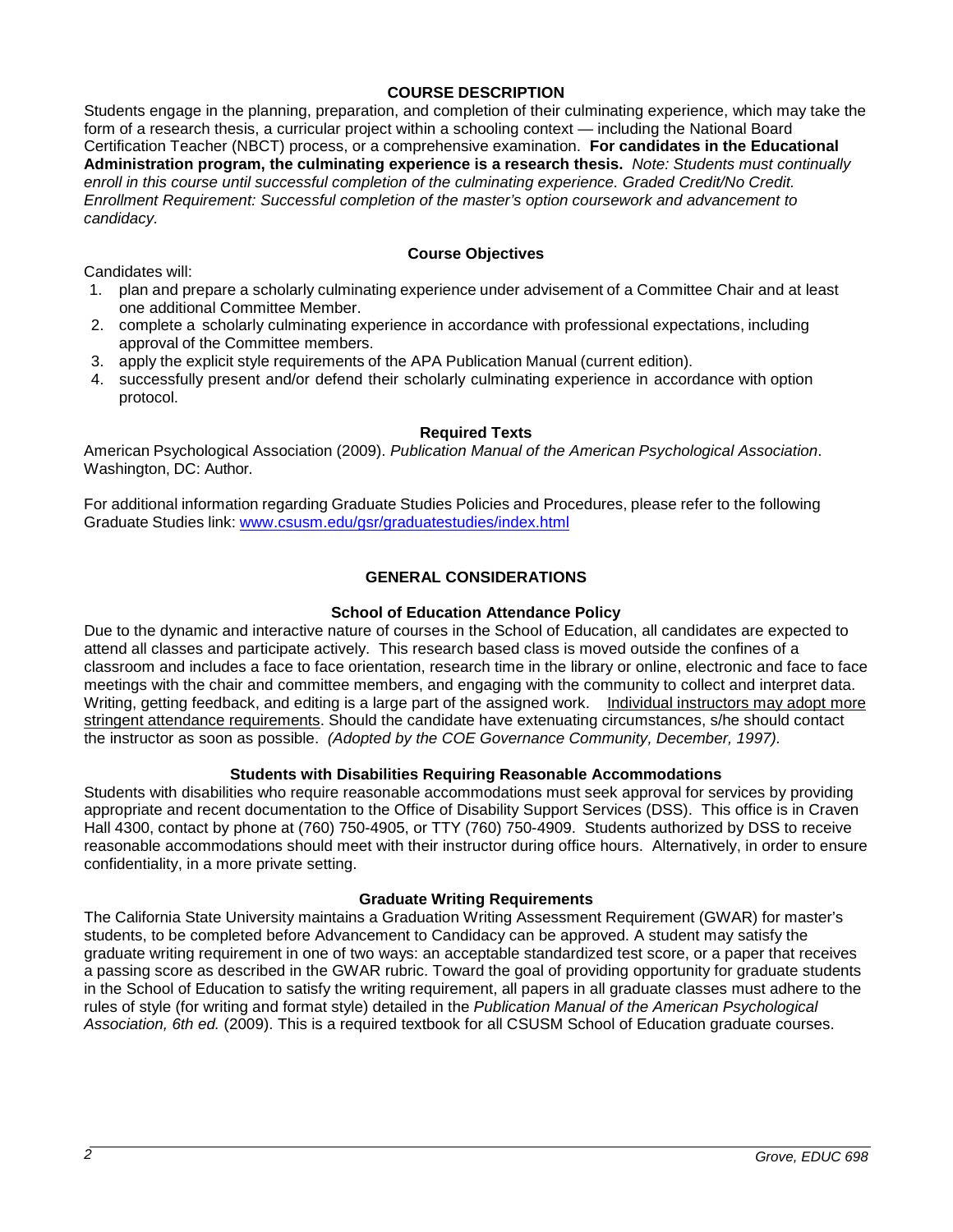## COURSE DESCRIPTION

Students engage in the planning, preparation, and completion of their culminating experience, which may take the form of a research thesis, a curricular project within a schooling context — including the National Board Certification Teacher (NBCT) process, or a comprehensive examination. **For candidates in the Educational Administration program, the culminating experience is a research thesis.** *Note: Students must continually enroll in this course until successful completion of the culminating experience. Graded Credit/No Credit. Enrollment Requirement: Successful completion of the master's option coursework and advancement to candidacy.*

### Course Objectives

Candidates will:

1. plan and prepare a scholarly culminating experience under advisement of a Committee Chair and at least one additional Committee Member.
2. complete a scholarly culminating experience in accordance with professional expectations, including approval of the Committee members.
3. apply the explicit style requirements of the APA Publication Manual (current edition).
4. successfully present and/or defend their scholarly culminating experience in accordance with option protocol.

### Required Texts

American Psychological Association (2009). *Publication Manual of the American Psychological Association*. Washington, DC: Author.

For additional information regarding Graduate Studies Policies and Procedures, please refer to the following Graduate Studies link: www.csusm.edu/gsr/graduatestudies/index.html

## GENERAL CONSIDERATIONS

### School of Education Attendance Policy

Due to the dynamic and interactive nature of courses in the School of Education, all candidates are expected to attend all classes and participate actively. This research based class is moved outside the confines of a classroom and includes a face to face orientation, research time in the library or online, electronic and face to face meetings with the chair and committee members, and engaging with the community to collect and interpret data. Writing, getting feedback, and editing is a large part of the assigned work. Individual instructors may adopt more stringent attendance requirements. Should the candidate have extenuating circumstances, s/he should contact the instructor as soon as possible. *(Adopted by the COE Governance Community, December, 1997).*

### Students with Disabilities Requiring Reasonable Accommodations

Students with disabilities who require reasonable accommodations must seek approval for services by providing appropriate and recent documentation to the Office of Disability Support Services (DSS). This office is in Craven Hall 4300, contact by phone at (760) 750-4905, or TTY (760) 750-4909. Students authorized by DSS to receive reasonable accommodations should meet with their instructor during office hours. Alternatively, in order to ensure confidentiality, in a more private setting.

### Graduate Writing Requirements

The California State University maintains a Graduation Writing Assessment Requirement (GWAR) for master's students, to be completed before Advancement to Candidacy can be approved. A student may satisfy the graduate writing requirement in one of two ways: an acceptable standardized test score, or a paper that receives a passing score as described in the GWAR rubric. Toward the goal of providing opportunity for graduate students in the School of Education to satisfy the writing requirement, all papers in all graduate classes must adhere to the rules of style (for writing and format style) detailed in the *Publication Manual of the American Psychological Association, 6th ed.* (2009). This is a required textbook for all CSUSM School of Education graduate courses.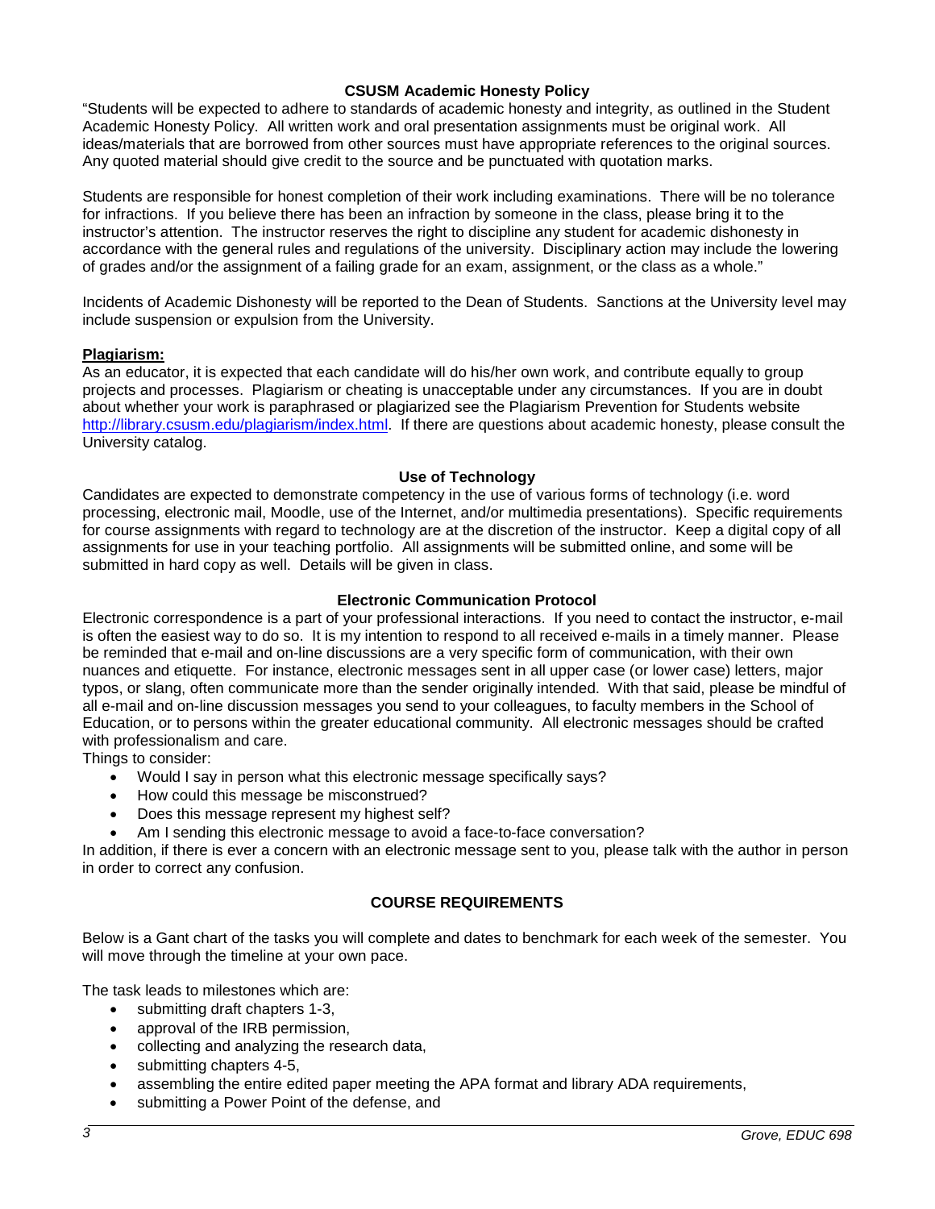## CSUSM Academic Honesty Policy

"Students will be expected to adhere to standards of academic honesty and integrity, as outlined in the Student Academic Honesty Policy. All written work and oral presentation assignments must be original work. All ideas/materials that are borrowed from other sources must have appropriate references to the original sources. Any quoted material should give credit to the source and be punctuated with quotation marks.

Students are responsible for honest completion of their work including examinations. There will be no tolerance for infractions. If you believe there has been an infraction by someone in the class, please bring it to the instructor's attention. The instructor reserves the right to discipline any student for academic dishonesty in accordance with the general rules and regulations of the university. Disciplinary action may include the lowering of grades and/or the assignment of a failing grade for an exam, assignment, or the class as a whole."

Incidents of Academic Dishonesty will be reported to the Dean of Students. Sanctions at the University level may include suspension or expulsion from the University.

**Plagiarism:**

As an educator, it is expected that each candidate will do his/her own work, and contribute equally to group projects and processes. Plagiarism or cheating is unacceptable under any circumstances. If you are in doubt about whether your work is paraphrased or plagiarized see the Plagiarism Prevention for Students website http://library.csusm.edu/plagiarism/index.html. If there are questions about academic honesty, please consult the University catalog.

## Use of Technology

Candidates are expected to demonstrate competency in the use of various forms of technology (i.e. word processing, electronic mail, Moodle, use of the Internet, and/or multimedia presentations). Specific requirements for course assignments with regard to technology are at the discretion of the instructor. Keep a digital copy of all assignments for use in your teaching portfolio. All assignments will be submitted online, and some will be submitted in hard copy as well. Details will be given in class.

## Electronic Communication Protocol

Electronic correspondence is a part of your professional interactions. If you need to contact the instructor, e-mail is often the easiest way to do so. It is my intention to respond to all received e-mails in a timely manner. Please be reminded that e-mail and on-line discussions are a very specific form of communication, with their own nuances and etiquette. For instance, electronic messages sent in all upper case (or lower case) letters, major typos, or slang, often communicate more than the sender originally intended. With that said, please be mindful of all e-mail and on-line discussion messages you send to your colleagues, to faculty members in the School of Education, or to persons within the greater educational community. All electronic messages should be crafted with professionalism and care.

Things to consider:

- Would I say in person what this electronic message specifically says?
- How could this message be misconstrued?
- Does this message represent my highest self?
- Am I sending this electronic message to avoid a face-to-face conversation?

In addition, if there is ever a concern with an electronic message sent to you, please talk with the author in person in order to correct any confusion.

## COURSE REQUIREMENTS

Below is a Gant chart of the tasks you will complete and dates to benchmark for each week of the semester. You will move through the timeline at your own pace.

The task leads to milestones which are:

- submitting draft chapters 1-3,
- approval of the IRB permission,
- collecting and analyzing the research data,
- submitting chapters 4-5,
- assembling the entire edited paper meeting the APA format and library ADA requirements,
- submitting a Power Point of the defense, and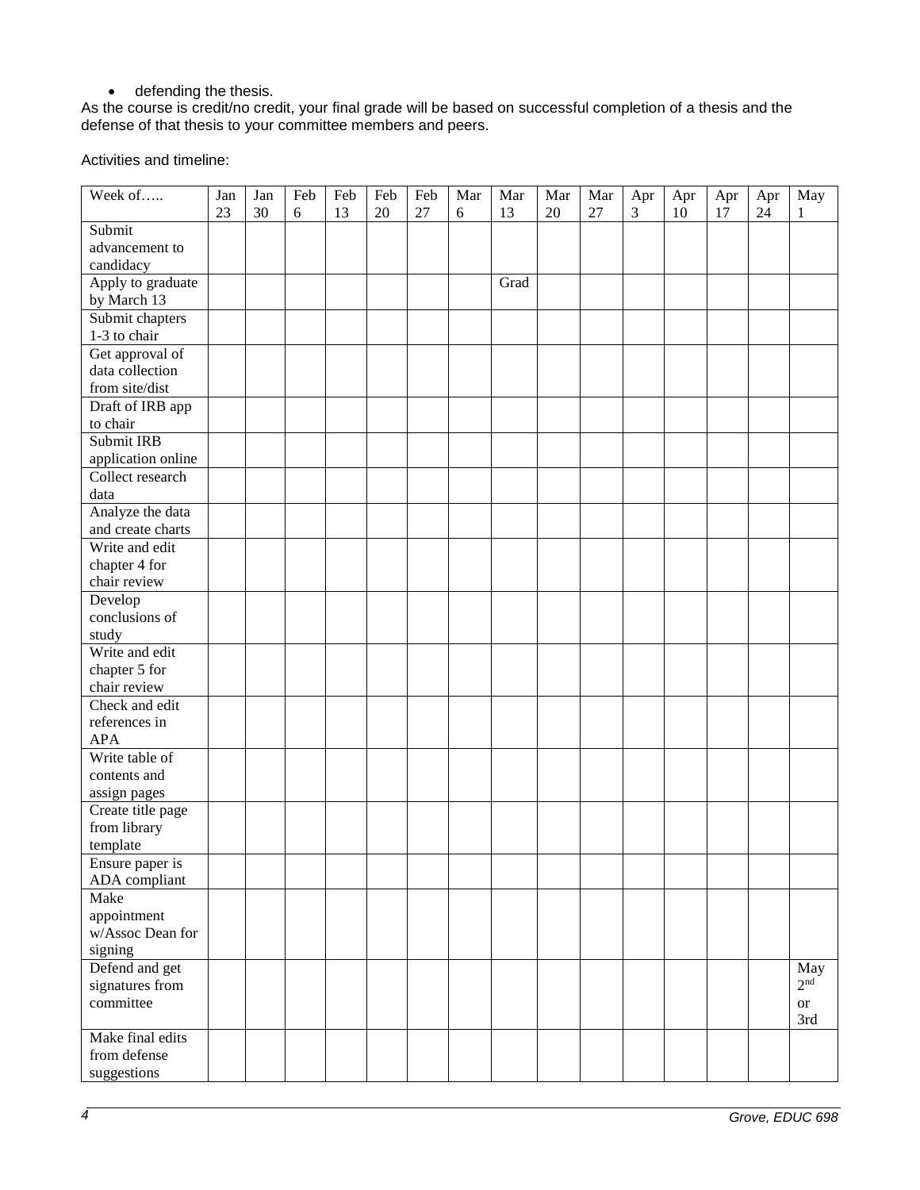- defending the thesis.

As the course is credit/no credit, your final grade will be based on successful completion of a thesis and the defense of that thesis to your committee members and peers.

Activities and timeline:

| Week of….. | Jan 23 | Jan 30 | Feb 6 | Feb 13 | Feb 20 | Feb 27 | Mar 6 | Mar 13 | Mar 20 | Mar 27 | Apr 3 | Apr 10 | Apr 17 | Apr 24 | May 1 |
|---|---|---|---|---|---|---|---|---|---|---|---|---|---|---|---|
| Submit advancement to candidacy | | | | | | | | | | | | | | | |
| Apply to graduate by March 13 | | | | | | | | Grad | | | | | | | |
| Submit chapters 1-3 to chair | | | | | | | | | | | | | | | |
| Get approval of data collection from site/dist | | | | | | | | | | | | | | | |
| Draft of IRB app to chair | | | | | | | | | | | | | | | |
| Submit IRB application online | | | | | | | | | | | | | | | |
| Collect research data | | | | | | | | | | | | | | | |
| Analyze the data and create charts | | | | | | | | | | | | | | | |
| Write and edit chapter 4 for chair review | | | | | | | | | | | | | | | |
| Develop conclusions of study | | | | | | | | | | | | | | | |
| Write and edit chapter 5 for chair review | | | | | | | | | | | | | | | |
| Check and edit references in APA | | | | | | | | | | | | | | | |
| Write table of contents and assign pages | | | | | | | | | | | | | | | |
| Create title page from library template | | | | | | | | | | | | | | | |
| Ensure paper is ADA compliant | | | | | | | | | | | | | | | |
| Make appointment w/Assoc Dean for signing | | | | | | | | | | | | | | | |
| Defend and get signatures from committee | | | | | | | | | | | | | | | May 2nd or 3rd |
| Make final edits from defense suggestions | | | | | | | | | | | | | | | |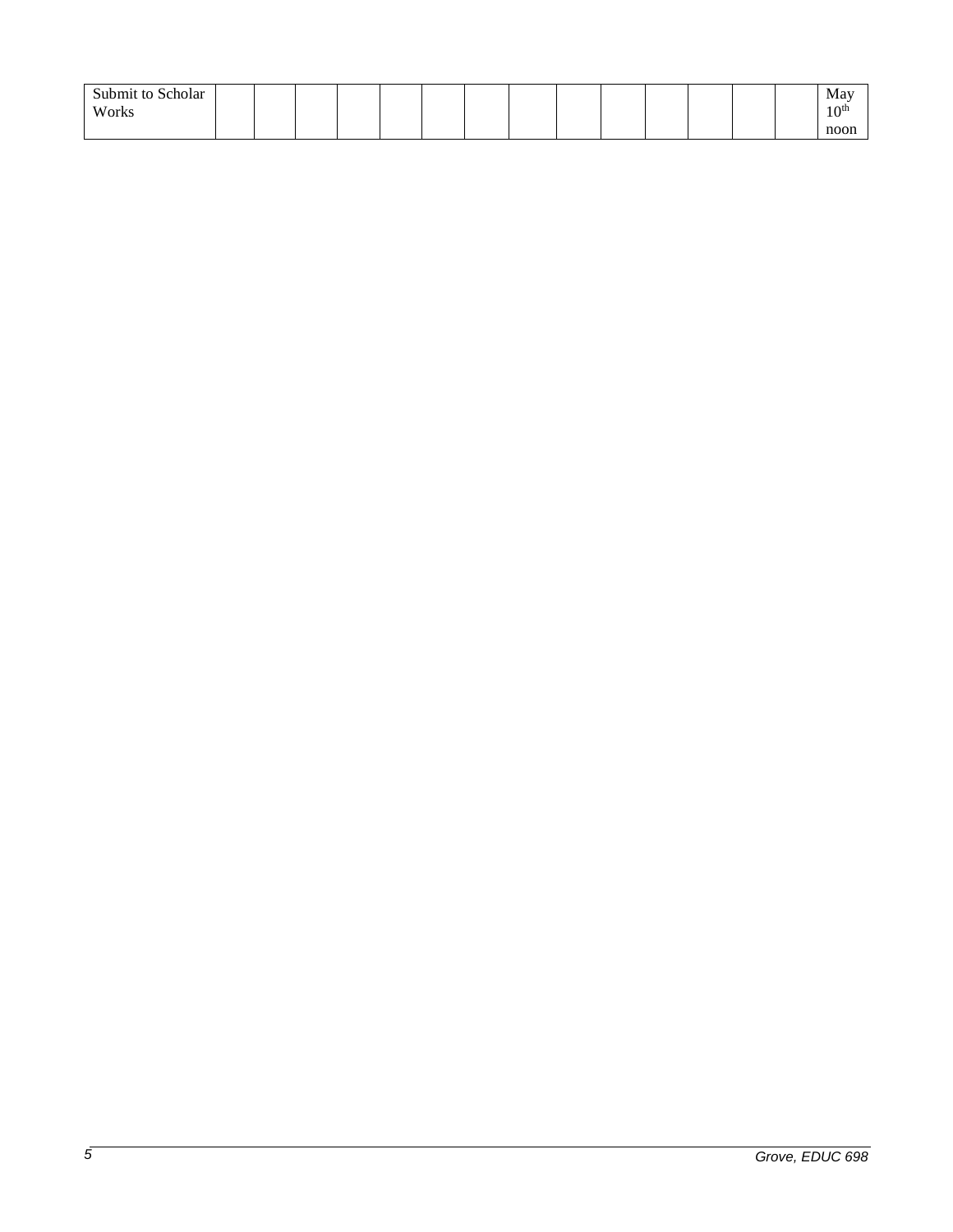| | | | | | | | | | | | | | | | |
|---|---|---|---|---|---|---|---|---|---|---|---|---|---|---|---|
| Submit to Scholar Works | | | | | | | | | | | | | | | May 10th noon |